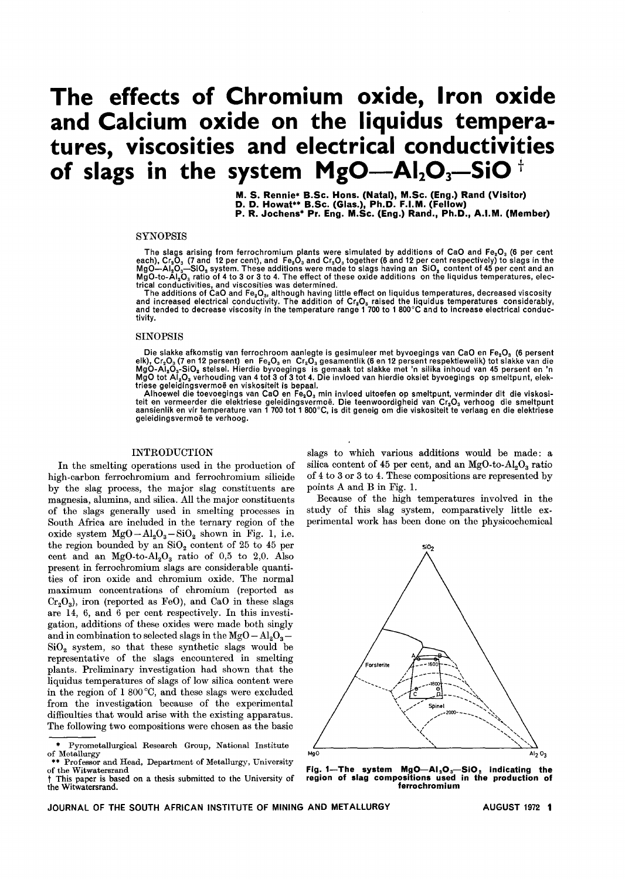# The effects of Chromium oxide, Iron oxide and Calcium oxide on the liquidus temperatures, viscosities and electrical conductivities of slags in the system MgO—$Al_2O_3$—SiO †

**M. S. Rennie\* B.Sc. Hons. (Natal), M.Sc. (Eng.) Rand (Visitor)**
**D. D. Howat\*\* B.Sc. (Glas.), Ph.D. F.I.M. (Fellow)**
**P. R. Jochens\* Pr. Eng. M.Sc. (Eng.) Rand., Ph.D., A.I.M. (Member)**

## SYNOPSIS

The slags arising from ferrochromium plants were simulated by additions of CaO and $Fe_2O_3$ (6 per cent each), $Cr_2O_3$ (7 and 12 per cent), and $Fe_2O_3$ and $Cr_2O_3$ together (6 and 12 per cent respectively) to slags in the MgO—$Al_2O_3$—$SiO_2$ system. These additions were made to slags having an $SiO_2$ content of 45 per cent and an MgO-to-$Al_2O_3$ ratio of 4 to 3 or 3 to 4. The effect of these oxide additions on the liquidus temperatures, electrical conductivities, and viscosities was determined.

The additions of CaO and $Fe_2O_3$, although having little effect on liquidus temperatures, decreased viscosity and increased electrical conductivity. The addition of $Cr_2O_3$ raised the liquidus temperatures considerably, and tended to decrease viscosity in the temperature range 1 700 to 1 800°C and to increase electrical conductivity.

## SINOPSIS

Die slakke afkomstig van ferrochroom aanlegte is gesimuleer met byvoegings van CaO en $Fe_2O_3$ (6 persent elk), $Cr_2O_3$ (7 en 12 persent) en $Fe_2O_3$ en $Cr_2O_3$ gesamentlik (6 en 12 persent respektiewelik) tot slakke van die MgO-$Al_2O_3$-$SiO_2$ stelsel. Hierdie byvoegings is gemaak tot slakke met 'n silika inhoud van 45 persent en 'n MgO tot $Al_2O_3$ verhouding van 4 tot 3 of 3 tot 4. Die invloed van hierdie oksiet byvoegings op smeltpunt, elektriese geleidingsvermoë en viskositeit is bepaal.

Alhoewel die toevoegings van CaO en $Fe_2O_3$ min invloed uitoefen op smeltpunt, verminder dit die viskositeit en vermeerder die elektriese geleidingsvermoë. Die teenwoordigheid van $Cr_2O_3$ verhoog die smeltpunt aansienlik en vir temperature van 1 700 tot 1 800°C, is dit geneig om die viskositeit te verlaag en die elektriese geleidingsvermoë te verhoog.

## INTRODUCTION

In the smelting operations used in the production of high-carbon ferrochromium and ferrochromium silicide by the slag process, the major slag constituents are magnesia, alumina, and silica. All the major constituents of the slags generally used in smelting processes in South Africa are included in the ternary region of the oxide system $MgO-Al_2O_3-SiO_2$ shown in Fig. 1, i.e. the region bounded by an $SiO_2$ content of 25 to 45 per cent and an MgO-to-$Al_2O_3$ ratio of 0,5 to 2,0. Also present in ferrochromium slags are considerable quantities of iron oxide and chromium oxide. The normal maximum concentrations of chromium (reported as $Cr_2O_3$), iron (reported as FeO), and CaO in these slags are 14, 6, and 6 per cent respectively. In this investigation, additions of these oxides were made both singly and in combination to selected slags in the $MgO-Al_2O_3-SiO_2$ system, so that these synthetic slags would be representative of the slags encountered in smelting plants. Preliminary investigation had shown that the liquidus temperatures of slags of low silica content were in the region of 1 800°C, and these slags were excluded from the investigation because of the experimental difficulties that would arise with the existing apparatus. The following two compositions were chosen as the basic slags to which various additions would be made: a silica content of 45 per cent, and an MgO-to-$Al_2O_3$ ratio of 4 to 3 or 3 to 4. These compositions are represented by points A and B in Fig. 1.

Because of the high temperatures involved in the study of this slag system, comparatively little experimental work has been done on the physicochemical

Fig. 1—The system MgO—$Al_2O_3$—$SiO_2$ indicating the region of slag compositions used in the production of ferrochromium

---

\* Pyrometallurgical Research Group, National Institute of Metallurgy

\*\* Professor and Head, Department of Metallurgy, University of the Witwatersrand

† This paper is based on a thesis submitted to the University of the Witwatersrand.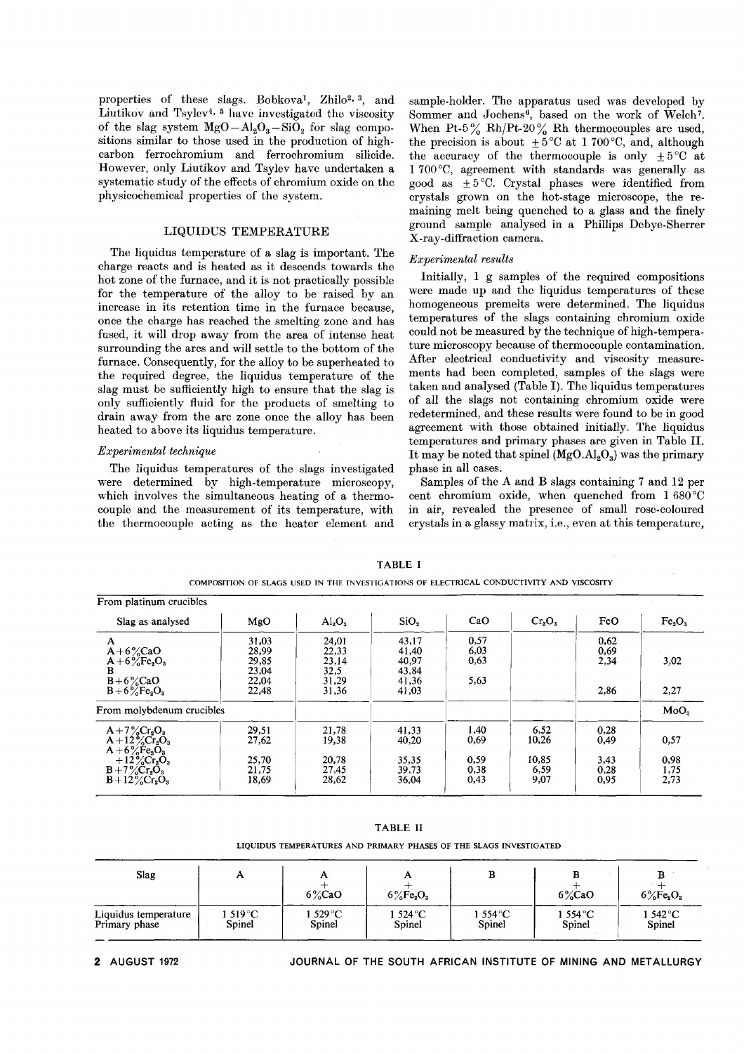properties of these slags. Bobkova[1], Zhilo[2, 3], and Liutikov and Tsylev[4, 5] have investigated the viscosity of the slag system $MgO-Al_2O_3-SiO_2$ for slag compositions similar to those used in the production of high-carbon ferrochromium and ferrochromium silicide. However, only Liutikov and Tsylev have undertaken a systematic study of the effects of chromium oxide on the physicochemical properties of the system.

## LIQUIDUS TEMPERATURE

The liquidus temperature of a slag is important. The charge reacts and is heated as it descends towards the hot zone of the furnace, and it is not practically possible for the temperature of the alloy to be raised by an increase in its retention time in the furnace because, once the charge has reached the smelting zone and has fused, it will drop away from the area of intense heat surrounding the arcs and will settle to the bottom of the furnace. Consequently, for the alloy to be superheated to the required degree, the liquidus temperature of the slag must be sufficiently high to ensure that the slag is only sufficiently fluid for the products of smelting to drain away from the arc zone once the alloy has been heated to above its liquidus temperature.

### *Experimental technique*

The liquidus temperatures of the slags investigated were determined by high-temperature microscopy, which involves the simultaneous heating of a thermocouple and the measurement of its temperature, with the thermocouple acting as the heater element and sample-holder. The apparatus used was developed by Sommer and Jochens[6], based on the work of Welch[7]. When Pt-5% Rh/Pt-20% Rh thermocouples are used, the precision is about ±5 °C at 1 700 °C, and, although the accuracy of the thermocouple is only ±5 °C at 1 700 °C, agreement with standards was generally as good as ±5 °C. Crystal phases were identified from crystals grown on the hot-stage microscope, the remaining melt being quenched to a glass and the finely ground sample analysed in a Phillips Debye-Sherrer X-ray-diffraction camera.

### *Experimental results*

Initially, 1 g samples of the required compositions were made up and the liquidus temperatures of these homogeneous premelts were determined. The liquidus temperatures of the slags containing chromium oxide could not be measured by the technique of high-temperature microscopy because of thermocouple contamination. After electrical conductivity and viscosity measurements had been completed, samples of the slags were taken and analysed (Table I). The liquidus temperatures of all the slags not containing chromium oxide were redetermined, and these results were found to be in good agreement with those obtained initially. The liquidus temperatures and primary phases are given in Table II. It may be noted that spinel ($MgO.Al_2O_3$) was the primary phase in all cases.

Samples of the A and B slags containing 7 and 12 per cent chromium oxide, when quenched from 1 680 °C in air, revealed the presence of small rose-coloured crystals in a glassy matrix, i.e., even at this temperature,

TABLE I

COMPOSITION OF SLAGS USED IN THE INVESTIGATIONS OF ELECTRICAL CONDUCTIVITY AND VISCOSITY

| Slag as analysed | $MgO$ | $Al_2O_3$ | $SiO_2$ | $CaO$ | $Cr_2O_3$ | $FeO$ | $Fe_2O_3$ |
|---|---|---|---|---|---|---|---|
| *From platinum crucibles* | | | | | | | |
| A | 31,03 | 24,01 | 43,17 | 0,57 | | 0,62 | |
| A+6% $CaO$ | 28,99 | 22,33 | 41,40 | 6,03 | | 0,69 | |
| A+6% $Fe_2O_3$ | 29,85 | 23,14 | 40,97 | 0,63 | | 2,34 | 3,02 |
| B | 23,04 | 32,5 | 43,84 | | | | |
| B+6% $CaO$ | 22,04 | 31,29 | 41,36 | 5,63 | | | |
| B+6% $Fe_2O_3$ | 22,48 | 31,36 | 41,03 | | | 2,86 | 2,27 |
| *From molybdenum crucibles* | | | | | | | $MoO_3$ |
| A+7% $Cr_2O_3$ | 29,51 | 21,78 | 41,33 | 1,40 | 6,52 | 0,28 | |
| A+12% $Cr_2O_3$ | 27,62 | 19,38 | 40,20 | 0,69 | 10,26 | 0,49 | 0,57 |
| A+6% $Fe_2O_3$ +12% $Cr_2O_3$ | 25,70 | 20,78 | 35,35 | 0,59 | 10,85 | 3,43 | 0,98 |
| B+7% $Cr_2O_3$ | 21,75 | 27,45 | 39,73 | 0,38 | 6,59 | 0,28 | 1,75 |
| B+12% $Cr_2O_3$ | 18,69 | 28,62 | 36,04 | 0,43 | 9,07 | 0,95 | 2,73 |

TABLE II

LIQUIDUS TEMPERATURES AND PRIMARY PHASES OF THE SLAGS INVESTIGATED

| Slag | A | A + 6% $CaO$ | A + 6% $Fe_2O_3$ | B | B + 6% $CaO$ | B + 6% $Fe_2O_3$ |
|---|---|---|---|---|---|---|
| Liquidus temperature | 1 519 °C | 1 529 °C | 1 524 °C | 1 554 °C | 1 554 °C | 1 542 °C |
| Primary phase | Spinel | Spinel | Spinel | Spinel | Spinel | Spinel |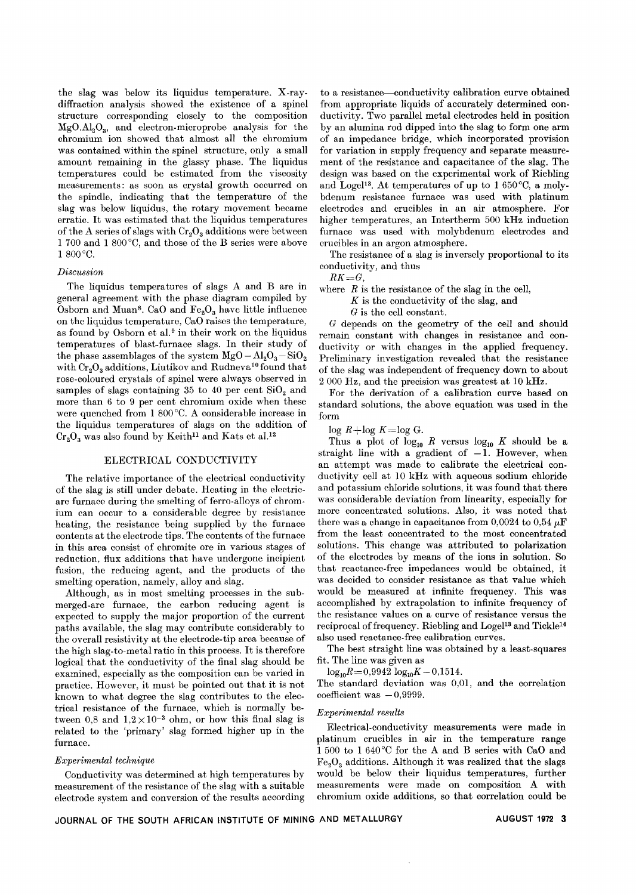the slag was below its liquidus temperature. X-ray-diffraction analysis showed the existence of a spinel structure corresponding closely to the composition $MgO.Al_2O_3$, and electron-microprobe analysis for the chromium ion showed that almost all the chromium was contained within the spinel structure, only a small amount remaining in the glassy phase. The liquidus temperatures could be estimated from the viscosity measurements: as soon as crystal growth occurred on the spindle, indicating that the temperature of the slag was below liquidus, the rotary movement became erratic. It was estimated that the liquidus temperatures of the A series of slags with $Cr_2O_3$ additions were between 1 700 and 1 800 °C, and those of the B series were above 1 800 °C.

### *Discussion*

The liquidus temperatures of slags A and B are in general agreement with the phase diagram compiled by Osborn and Muan[8]. CaO and $Fe_2O_3$ have little influence on the liquidus temperature, CaO raises the temperature, as found by Osborn et al.[9] in their work on the liquidus temperatures of blast-furnace slags. In their study of the phase assemblages of the system $MgO-Al_2O_3-SiO_2$ with $Cr_2O_3$ additions, Liutikov and Rudneva[10] found that rose-coloured crystals of spinel were always observed in samples of slags containing 35 to 40 per cent $SiO_2$ and more than 6 to 9 per cent chromium oxide when these were quenched from 1 800 °C. A considerable increase in the liquidus temperatures of slags on the addition of $Cr_2O_3$ was also found by Keith[11] and Kats et al.[12]

## ELECTRICAL CONDUCTIVITY

The relative importance of the electrical conductivity of the slag is still under debate. Heating in the electric-arc furnace during the smelting of ferro-alloys of chromium can occur to a considerable degree by resistance heating, the resistance being supplied by the furnace contents at the electrode tips. The contents of the furnace in this area consist of chromite ore in various stages of reduction, flux additions that have undergone incipient fusion, the reducing agent, and the products of the smelting operation, namely, alloy and slag.

Although, as in most smelting processes in the submerged-arc furnace, the carbon reducing agent is expected to supply the major proportion of the current paths available, the slag may contribute considerably to the overall resistivity at the electrode-tip area because of the high slag-to-metal ratio in this process. It is therefore logical that the conductivity of the final slag should be examined, especially as the composition can be varied in practice. However, it must be pointed out that it is not known to what degree the slag contributes to the electrical resistance of the furnace, which is normally between 0,8 and $1{,}2 \times 10^{-3}$ ohm, or how this final slag is related to the 'primary' slag formed higher up in the furnace.

### *Experimental technique*

Conductivity was determined at high temperatures by measurement of the resistance of the slag with a suitable electrode system and conversion of the results according to a resistance—conductivity calibration curve obtained from appropriate liquids of accurately determined conductivity. Two parallel metal electrodes held in position by an alumina rod dipped into the slag to form one arm of an impedance bridge, which incorporated provision for variation in supply frequency and separate measurement of the resistance and capacitance of the slag. The design was based on the experimental work of Riebling and Logel[13]. At temperatures of up to 1 650 °C, a molybdenum resistance furnace was used with platinum electrodes and crucibles in an air atmosphere. For higher temperatures, an Intertherm 500 kHz induction furnace was used with molybdenum electrodes and crucibles in an argon atmosphere.

The resistance of a slag is inversely proportional to its conductivity, and thus

$RK = G$,

where $R$ is the resistance of the slag in the cell,
$K$ is the conductivity of the slag, and
$G$ is the cell constant.

$G$ depends on the geometry of the cell and should remain constant with changes in resistance and conductivity or with changes in the applied frequency. Preliminary investigation revealed that the resistance of the slag was independent of frequency down to about 2 000 Hz, and the precision was greatest at 10 kHz.

For the derivation of a calibration curve based on standard solutions, the above equation was used in the form

$\log R + \log K = \log G$.

Thus a plot of $\log_{10} R$ versus $\log_{10} K$ should be a straight line with a gradient of $-1$. However, when an attempt was made to calibrate the electrical conductivity cell at 10 kHz with aqueous sodium chloride and potassium chloride solutions, it was found that there was considerable deviation from linearity, especially for more concentrated solutions. Also, it was noted that there was a change in capacitance from 0,0024 to 0,54 $\mu$F from the least concentrated to the most concentrated solutions. This change was attributed to polarization of the electrodes by means of the ions in solution. So that reactance-free impedances would be obtained, it was decided to consider resistance as that value which would be measured at infinite frequency. This was accomplished by extrapolation to infinite frequency of the resistance values on a curve of resistance versus the reciprocal of frequency. Riebling and Logel[13] and Tickle[14] also used reactance-free calibration curves.

The best straight line was obtained by a least-squares fit. The line was given as

$\log_{10}R = 0{,}9942 \log_{10}K - 0{,}1514$.

The standard deviation was 0,01, and the correlation coefficient was $-0{,}9999$.

### *Experimental results*

Electrical-conductivity measurements were made in platinum crucibles in air in the temperature range 1 500 to 1 640 °C for the A and B series with CaO and $Fe_2O_3$ additions. Although it was realized that the slags would be below their liquidus temperatures, further measurements were made on composition A with chromium oxide additions, so that correlation could be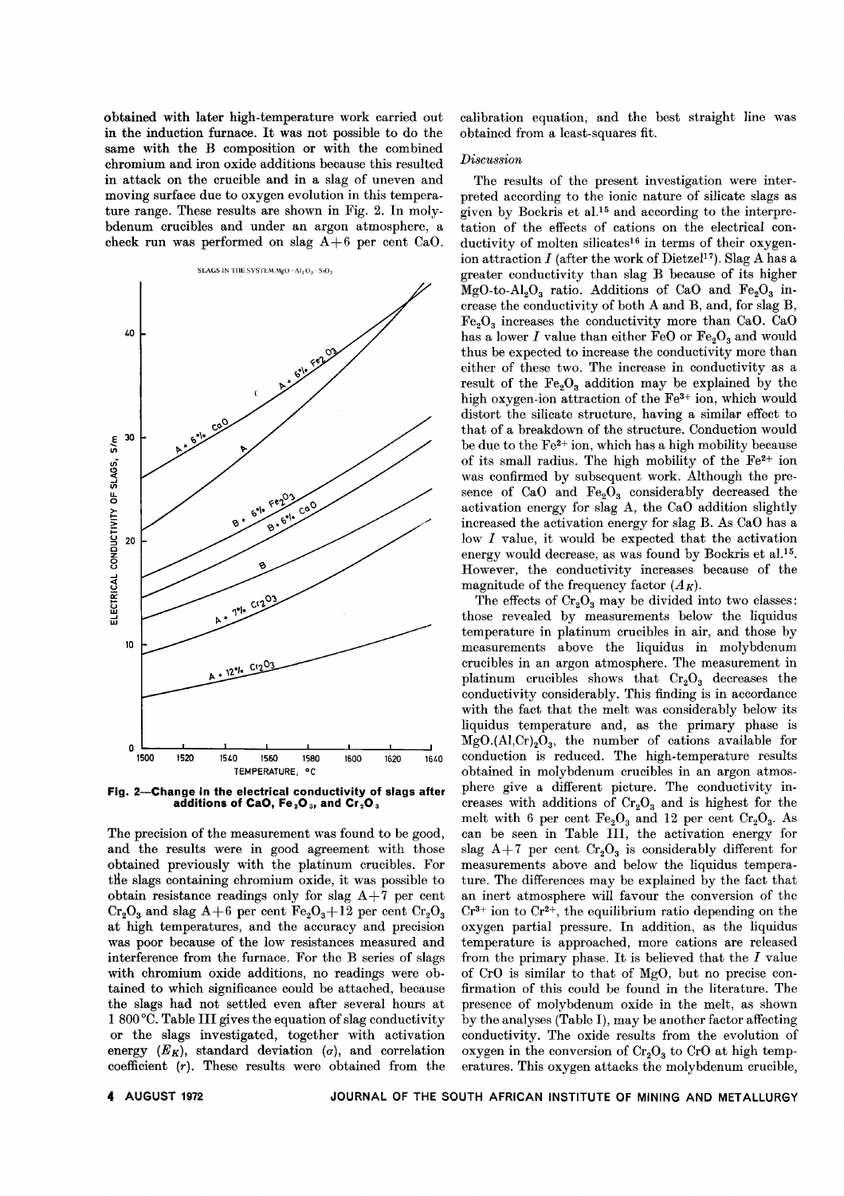obtained with later high-temperature work carried out in the induction furnace. It was not possible to do the same with the B composition or with the combined chromium and iron oxide additions because this resulted in attack on the crucible and in a slag of uneven and moving surface due to oxygen evolution in this temperature range. These results are shown in Fig. 2. In molybdenum crucibles and under an argon atmosphere, a check run was performed on slag A+6 per cent CaO.

**Fig. 2—Change in the electrical conductivity of slags after additions of CaO, $Fe_2O_3$, and $Cr_2O_3$**

The precision of the measurement was found to be good, and the results were in good agreement with those obtained previously with the platinum crucibles. For the slags containing chromium oxide, it was possible to obtain resistance readings only for slag A+7 per cent $Cr_2O_3$ and slag A+6 per cent $Fe_2O_3$+12 per cent $Cr_2O_3$ at high temperatures, and the accuracy and precision was poor because of the low resistances measured and interference from the furnace. For the B series of slags with chromium oxide additions, no readings were obtained to which significance could be attached, because the slags had not settled even after several hours at 1 800 °C. Table III gives the equation of slag conductivity or the slags investigated, together with activation energy ($E_K$), standard deviation ($\sigma$), and correlation coefficient ($r$). These results were obtained from the calibration equation, and the best straight line was obtained from a least-squares fit.

*Discussion*

The results of the present investigation were interpreted according to the ionic nature of silicate slags as given by Bockris et al.[15] and according to the interpretation of the effects of cations on the electrical conductivity of molten silicates[16] in terms of their oxygen-ion attraction $I$ (after the work of Dietzel[17]). Slag A has a greater conductivity than slag B because of its higher MgO-to-$Al_2O_3$ ratio. Additions of CaO and $Fe_2O_3$ increase the conductivity of both A and B, and, for slag B, $Fe_2O_3$ increases the conductivity more than CaO. CaO has a lower $I$ value than either FeO or $Fe_2O_3$ and would thus be expected to increase the conductivity more than either of these two. The increase in conductivity as a result of the $Fe_2O_3$ addition may be explained by the high oxygen-ion attraction of the $Fe^{3+}$ ion, which would distort the silicate structure, having a similar effect to that of a breakdown of the structure. Conduction would be due to the $Fe^{2+}$ ion, which has a high mobility because of its small radius. The high mobility of the $Fe^{2+}$ ion was confirmed by subsequent work. Although the presence of CaO and $Fe_2O_3$ considerably decreased the activation energy for slag A, the CaO addition slightly increased the activation energy for slag B. As CaO has a low $I$ value, it would be expected that the activation energy would decrease, as was found by Bockris et al.[15]. However, the conductivity increases because of the magnitude of the frequency factor ($A_K$).

The effects of $Cr_2O_3$ may be divided into two classes: those revealed by measurements below the liquidus temperature in platinum crucibles in air, and those by measurements above the liquidus in molybdenum crucibles in an argon atmosphere. The measurement in platinum crucibles shows that $Cr_2O_3$ decreases the conductivity considerably. This finding is in accordance with the fact that the melt was considerably below its liquidus temperature and, as the primary phase is $MgO.(Al,Cr)_2O_3$, the number of cations available for conduction is reduced. The high-temperature results obtained in molybdenum crucibles in an argon atmosphere give a different picture. The conductivity increases with additions of $Cr_2O_3$ and is highest for the melt with 6 per cent $Fe_2O_3$ and 12 per cent $Cr_2O_3$. As can be seen in Table III, the activation energy for slag A+7 per cent $Cr_2O_3$ is considerably different for measurements above and below the liquidus temperature. The differences may be explained by the fact that an inert atmosphere will favour the conversion of the $Cr^{3+}$ ion to $Cr^{2+}$, the equilibrium ratio depending on the oxygen partial pressure. In addition, as the liquidus temperature is approached, more cations are released from the primary phase. It is believed that the $I$ value of CrO is similar to that of MgO, but no precise confirmation of this could be found in the literature. The presence of molybdenum oxide in the melt, as shown by the analyses (Table I), may be another factor affecting conductivity. The oxide results from the evolution of oxygen in the conversion of $Cr_2O_3$ to CrO at high temperatures. This oxygen attacks the molybdenum crucible,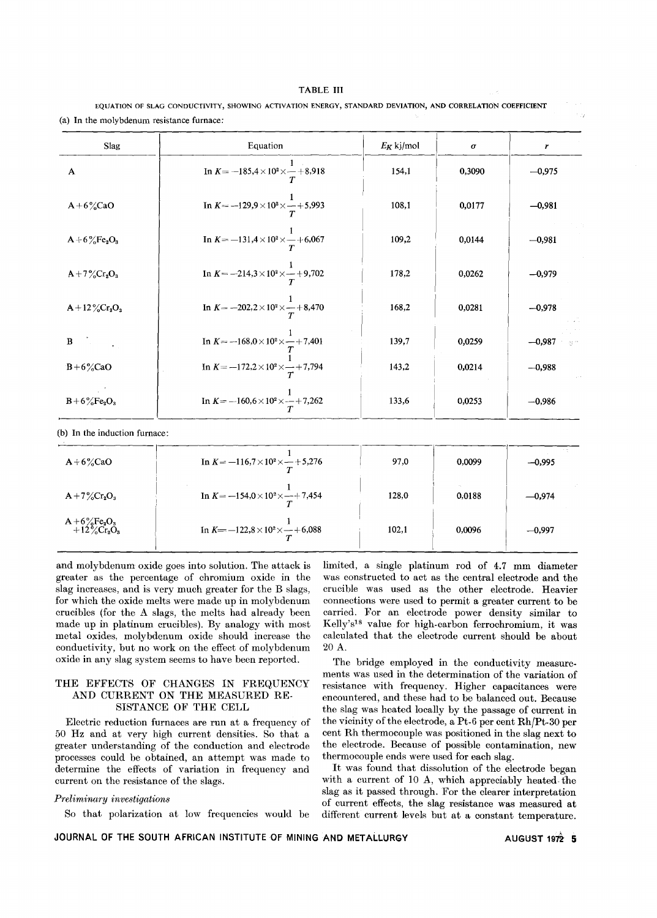TABLE III

EQUATION OF SLAG CONDUCTIVITY, SHOWING ACTIVATION ENERGY, STANDARD DEVIATION, AND CORRELATION COEFFICIENT

(a) In the molybdenum resistance furnace:

| Slag | Equation | $E_K$ kj/mol | $\sigma$ | $r$ |
|---|---|---|---|---|
| A | $\ln K = -185{,}4 \times 10^2 \times \frac{1}{T} + 8{,}918$ | 154,1 | 0,3090 | −0,975 |
| A+6%CaO | $\ln K = -129{,}9 \times 10^2 \times \frac{1}{T} + 5{,}993$ | 108,1 | 0,0177 | −0,981 |
| A+6%$Fe_2O_3$ | $\ln K = -131{,}4 \times 10^2 \times \frac{1}{T} + 6{,}067$ | 109,2 | 0,0144 | −0,981 |
| A+7%$Cr_2O_3$ | $\ln K = -214{,}3 \times 10^2 \times \frac{1}{T} + 9{,}702$ | 178,2 | 0,0262 | −0,979 |
| A+12%$Cr_2O_3$ | $\ln K = -202{,}2 \times 10^2 \times \frac{1}{T} + 8{,}470$ | 168,2 | 0,0281 | −0,978 |
| B | $\ln K = -168{,}0 \times 10^2 \times \frac{1}{T} + 7{,}401$ | 139,7 | 0,0259 | −0,987 |
| B+6%CaO | $\ln K = -172{,}2 \times 10^2 \times \frac{1}{T} + 7{,}794$ | 143,2 | 0,0214 | −0,988 |
| B+6%$Fe_2O_3$ | $\ln K = -160{,}6 \times 10^2 \times \frac{1}{T} + 7{,}262$ | 133,6 | 0,0253 | −0,986 |

(b) In the induction furnace:

| Slag | Equation | $E_K$ kj/mol | $\sigma$ | $r$ |
|---|---|---|---|---|
| A+6%CaO | $\ln K = -116{,}7 \times 10^2 \times \frac{1}{T} + 5{,}276$ | 97,0 | 0,0099 | −0,995 |
| A+7%$Cr_2O_3$ | $\ln K = -154{,}0 \times 10^2 \times \frac{1}{T} + 7{,}454$ | 128,0 | 0,0188 | −0,974 |
| A+6%$Fe_2O_3$ +12%$Cr_2O_3$ | $\ln K = -122{,}8 \times 10^2 \times \frac{1}{T} + 6{,}088$ | 102,1 | 0,0096 | −0,997 |

and molybdenum oxide goes into solution. The attack is greater as the percentage of chromium oxide in the slag increases, and is very much greater for the B slags, for which the oxide melts were made up in molybdenum crucibles (for the A slags, the melts had already been made up in platinum crucibles). By analogy with most metal oxides, molybdenum oxide should increase the conductivity, but no work on the effect of molybdenum oxide in any slag system seems to have been reported.

## THE EFFECTS OF CHANGES IN FREQUENCY AND CURRENT ON THE MEASURED RESISTANCE OF THE CELL

Electric reduction furnaces are run at a frequency of 50 Hz and at very high current densities. So that a greater understanding of the conduction and electrode processes could be obtained, an attempt was made to determine the effects of variation in frequency and current on the resistance of the slags.

### *Preliminary investigations*

So that polarization at low frequencies would be limited, a single platinum rod of 4.7 mm diameter was constructed to act as the central electrode and the crucible was used as the other electrode. Heavier connections were used to permit a greater current to be carried. For an electrode power density similar to Kelly's[18] value for high-carbon ferrochromium, it was calculated that the electrode current should be about 20 A.

The bridge employed in the conductivity measurements was used in the determination of the variation of resistance with frequency. Higher capacitances were encountered, and these had to be balanced out. Because the slag was heated locally by the passage of current in the vicinity of the electrode, a Pt-6 per cent Rh/Pt-30 per cent Rh thermocouple was positioned in the slag next to the electrode. Because of possible contamination, new thermocouple ends were used for each slag.

It was found that dissolution of the electrode began with a current of 10 A, which appreciably heated the slag as it passed through. For the clearer interpretation of current effects, the slag resistance was measured at different current levels but at a constant temperature.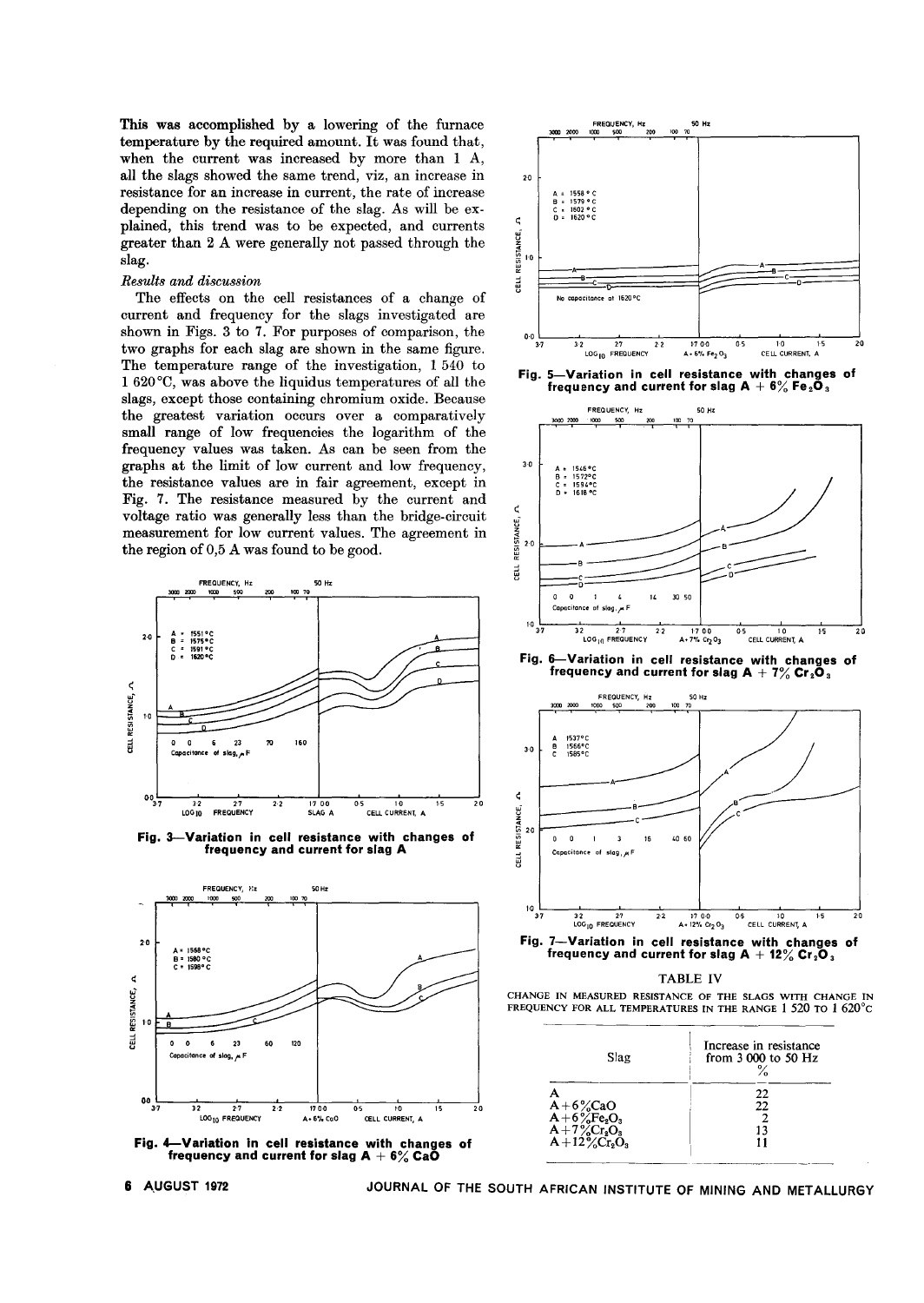This was accomplished by a lowering of the furnace temperature by the required amount. It was found that, when the current was increased by more than 1 A, all the slags showed the same trend, viz, an increase in resistance for an increase in current, the rate of increase depending on the resistance of the slag. As will be explained, this trend was to be expected, and currents greater than 2 A were generally not passed through the slag.

*Results and discussion*

The effects on the cell resistances of a change of current and frequency for the slags investigated are shown in Figs. 3 to 7. For purposes of comparison, the two graphs for each slag are shown in the same figure. The temperature range of the investigation, 1 540 to 1 620 °C, was above the liquidus temperatures of all the slags, except those containing chromium oxide. Because the greatest variation occurs over a comparatively small range of low frequencies the logarithm of the frequency values was taken. As can be seen from the graphs at the limit of low current and low frequency, the resistance values are in fair agreement, except in Fig. 7. The resistance measured by the current and voltage ratio was generally less than the bridge-circuit measurement for low current values. The agreement in the region of 0,5 A was found to be good.

**Fig. 3—Variation in cell resistance with changes of frequency and current for slag A**

**Fig. 4—Variation in cell resistance with changes of frequency and current for slag A + 6% CaO**

**Fig. 5—Variation in cell resistance with changes of frequency and current for slag A + 6% $Fe_2O_3$**

**Fig. 6—Variation in cell resistance with changes of frequency and current for slag A + 7% $Cr_2O_3$**

**Fig. 7—Variation in cell resistance with changes of frequency and current for slag A + 12% $Cr_2O_3$**

TABLE IV

CHANGE IN MEASURED RESISTANCE OF THE SLAGS WITH CHANGE IN FREQUENCY FOR ALL TEMPERATURES IN THE RANGE 1 520 TO 1 620°C

| Slag | Increase in resistance from 3 000 to 50 Hz % |
|---|---|
| A | 22 |
| A + 6% CaO | 22 |
| A + 6% $Fe_2O_3$ | 2 |
| A + 7% $Cr_2O_3$ | 13 |
| A + 12% $Cr_2O_3$ | 11 |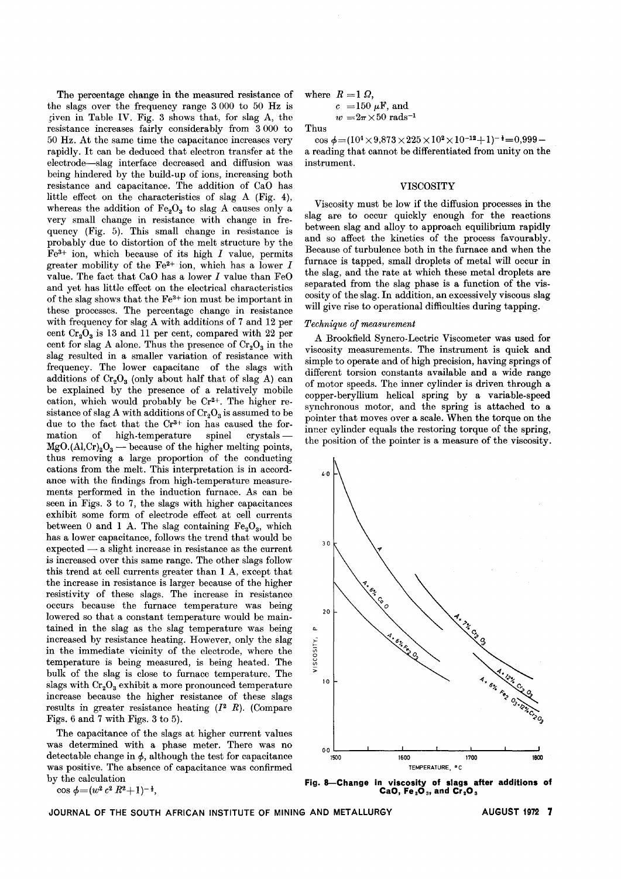The percentage change in the measured resistance of the slags over the frequency range 3 000 to 50 Hz is given in Table IV. Fig. 3 shows that, for slag A, the resistance increases fairly considerably from 3 000 to 50 Hz. At the same time the capacitance increases very rapidly. It can be deduced that electron transfer at the electrode—slag interface decreased and diffusion was being hindered by the build-up of ions, increasing both resistance and capacitance. The addition of CaO has little effect on the characteristics of slag A (Fig. 4), whereas the addition of $Fe_2O_3$ to slag A causes only a very small change in resistance with change in frequency (Fig. 5). This small change in resistance is probably due to distortion of the melt structure by the $Fe^{3+}$ ion, which because of its high $I$ value, permits greater mobility of the $Fe^{2+}$ ion, which has a lower $I$ value. The fact that CaO has a lower $I$ value than FeO and yet has little effect on the electrical characteristics of the slag shows that the $Fe^{3+}$ ion must be important in these processes. The percentage change in resistance with frequency for slag A with additions of 7 and 12 per cent $Cr_2O_3$ is 13 and 11 per cent, compared with 22 per cent for slag A alone. Thus the presence of $Cr_2O_3$ in the slag resulted in a smaller variation of resistance with frequency. The lower capacitanc of the slags with additions of $Cr_2O_3$ (only about half that of slag A) can be explained by the presence of a relatively mobile cation, which would probably be $Cr^{2+}$. The higher resistance of slag A with additions of $Cr_2O_3$ is assumed to be due to the fact that the $Cr^{3+}$ ion has caused the formation of high-temperature spinel crystals — $MgO.(Al,Cr)_2O_3$ — because of the higher melting points, thus removing a large proportion of the conducting cations from the melt. This interpretation is in accordance with the findings from high-temperature measurements performed in the induction furnace. As can be seen in Figs. 3 to 7, the slags with higher capacitances exhibit some form of electrode effect at cell currents between 0 and 1 A. The slag containing $Fe_2O_3$, which has a lower capacitance, follows the trend that would be expected — a slight increase in resistance as the current is increased over this same range. The other slags follow this trend at cell currents greater than 1 A, except that the increase in resistance is larger because of the higher resistivity of these slags. The increase in resistance occurs because the furnace temperature was being lowered so that a constant temperature would be maintained in the slag as the slag temperature was being increased by resistance heating. However, only the slag in the immediate vicinity of the electrode, where the temperature is being measured, is being heated. The bulk of the slag is close to furnace temperature. The slags with $Cr_2O_3$ exhibit a more pronounced temperature increase because the higher resistance of these slags results in greater resistance heating ($I^2\,R$). (Compare Figs. 6 and 7 with Figs. 3 to 5).

The capacitance of the slags at higher current values was determined with a phase meter. There was no detectable change in $\phi$, although the test for capacitance was positive. The absence of capacitance was confirmed by the calculation

$$\cos\phi = (w^2 c^2 R^2 + 1)^{-\frac{1}{2}},$$

where $R = 1\ \Omega$,
$c = 150\ \mu F$, and
$w = 2\pi \times 50$ rads$^{-1}$

Thus

$$\cos\phi = (10^4 \times 9{,}873 \times 225 \times 10^2 \times 10^{-12} + 1)^{-\frac{1}{2}} = 0{,}999 -$$

a reading that cannot be differentiated from unity on the instrument.

## VISCOSITY

Viscosity must be low if the diffusion processes in the slag are to occur quickly enough for the reactions between slag and alloy to approach equilibrium rapidly and so affect the kinetics of the process favourably. Because of turbulence both in the furnace and when the furnace is tapped, small droplets of metal will occur in the slag, and the rate at which these metal droplets are separated from the slag phase is a function of the viscosity of the slag. In addition, an excessively viscous slag will give rise to operational difficulties during tapping.

### *Technique of measurement*

A Brookfield Syncro-Lectric Viscometer was used for viscosity measurements. The instrument is quick and simple to operate and of high precision, having springs of different torsion constants available and a wide range of motor speeds. The inner cylinder is driven through a copper-beryllium helical spring by a variable-speed synchronous motor, and the spring is attached to a pointer that moves over a scale. When the torque on the inner cylinder equals the restoring torque of the spring, the position of the pointer is a measure of the viscosity.

**Fig. 8—Change in viscosity of slags after additions of CaO, $Fe_2O_3$, and $Cr_2O_3$**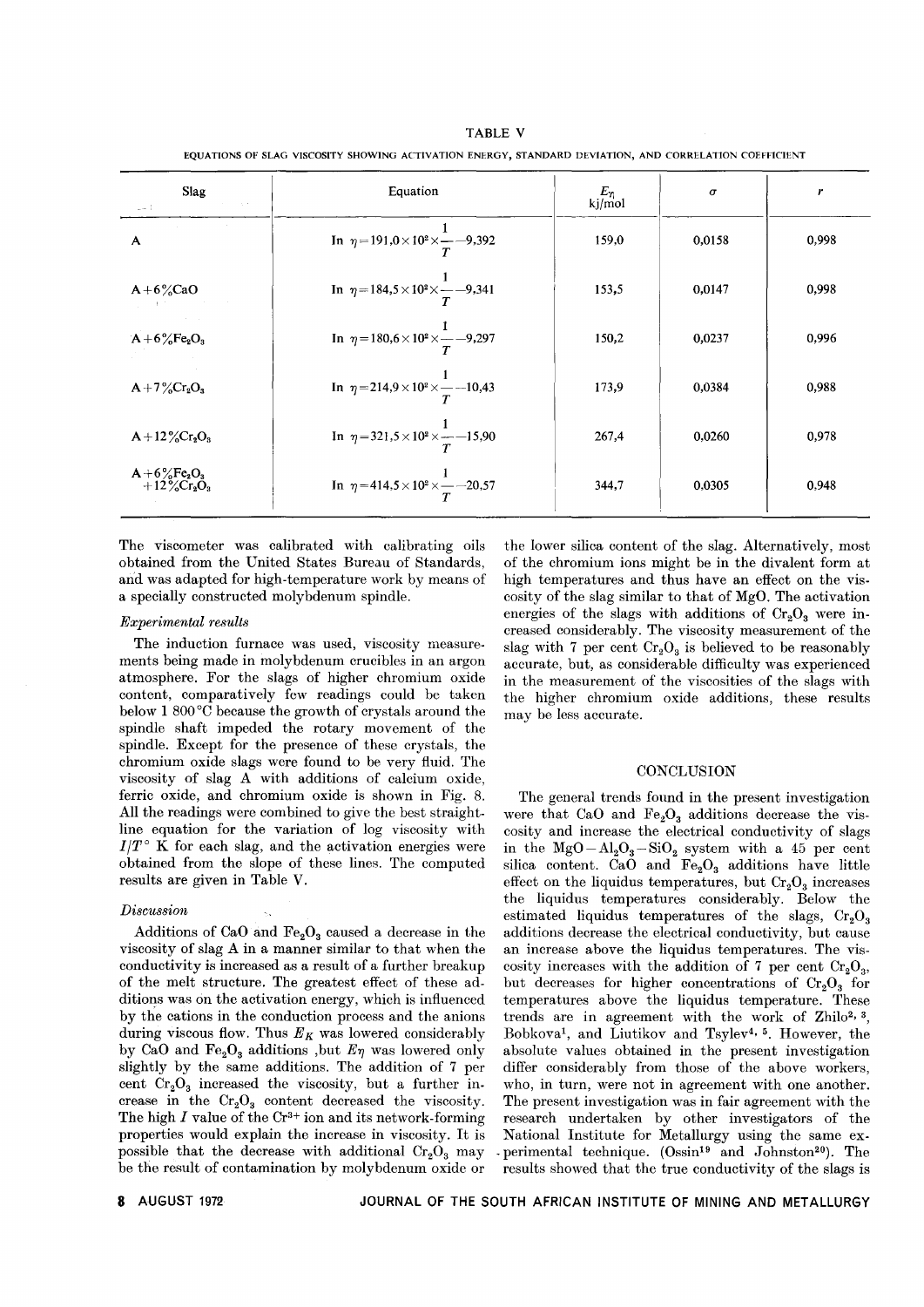TABLE V

EQUATIONS OF SLAG VISCOSITY SHOWING ACTIVATION ENERGY, STANDARD DEVIATION, AND CORRELATION COEFFICIENT

| Slag | Equation | $E_\eta$ kj/mol | $\sigma$ | $r$ |
|---|---|---|---|---|
| A | $\ln\ \eta = 191{,}0 \times 10^2 \times \frac{1}{T} - 9{,}392$ | 159,0 | 0,0158 | 0,998 |
| A+6%CaO | $\ln\ \eta = 184{,}5 \times 10^2 \times \frac{1}{T} - 9{,}341$ | 153,5 | 0,0147 | 0,998 |
| A+6%$Fe_2O_3$ | $\ln\ \eta = 180{,}6 \times 10^2 \times \frac{1}{T} - 9{,}297$ | 150,2 | 0,0237 | 0,996 |
| A+7%$Cr_2O_3$ | $\ln\ \eta = 214{,}9 \times 10^2 \times \frac{1}{T} - 10{,}43$ | 173,9 | 0,0384 | 0,988 |
| A+12%$Cr_2O_3$ | $\ln\ \eta = 321{,}5 \times 10^2 \times \frac{1}{T} - 15{,}90$ | 267,4 | 0,0260 | 0,978 |
| A+6%$Fe_2O_3$ +12%$Cr_2O_3$ | $\ln\ \eta = 414{,}5 \times 10^2 \times \frac{1}{T} - 20{,}57$ | 344,7 | 0,0305 | 0,948 |

The viscometer was calibrated with calibrating oils obtained from the United States Bureau of Standards, and was adapted for high-temperature work by means of a specially constructed molybdenum spindle.

*Experimental results*

The induction furnace was used, viscosity measurements being made in molybdenum crucibles in an argon atmosphere. For the slags of higher chromium oxide content, comparatively few readings could be taken below 1 800 °C because the growth of crystals around the spindle shaft impeded the rotary movement of the spindle. Except for the presence of these crystals, the chromium oxide slags were found to be very fluid. The viscosity of slag A with additions of calcium oxide, ferric oxide, and chromium oxide is shown in Fig. 8. All the readings were combined to give the best straight-line equation for the variation of log viscosity with $I/T°$ K for each slag, and the activation energies were obtained from the slope of these lines. The computed results are given in Table V.

*Discussion*

Additions of CaO and $Fe_2O_3$ caused a decrease in the viscosity of slag A in a manner similar to that when the conductivity is increased as a result of a further breakup of the melt structure. The greatest effect of these additions was on the activation energy, which is influenced by the cations in the conduction process and the anions during viscous flow. Thus $E_K$ was lowered considerably by CaO and $Fe_2O_3$ additions ,but $E\eta$ was lowered only slightly by the same additions. The addition of 7 per cent $Cr_2O_3$ increased the viscosity, but a further increase in the $Cr_2O_3$ content decreased the viscosity. The high $I$ value of the $Cr^{3+}$ ion and its network-forming properties would explain the increase in viscosity. It is possible that the decrease with additional $Cr_2O_3$ may be the result of contamination by molybdenum oxide or the lower silica content of the slag. Alternatively, most of the chromium ions might be in the divalent form at high temperatures and thus have an effect on the viscosity of the slag similar to that of MgO. The activation energies of the slags with additions of $Cr_2O_3$ were increased considerably. The viscosity measurement of the slag with 7 per cent $Cr_2O_3$ is believed to be reasonably accurate, but, as considerable difficulty was experienced in the measurement of the viscosities of the slags with the higher chromium oxide additions, these results may be less accurate.

## CONCLUSION

The general trends found in the present investigation were that CaO and $Fe_2O_3$ additions decrease the viscosity and increase the electrical conductivity of slags in the $MgO-Al_2O_3-SiO_2$ system with a 45 per cent silica content. CaO and $Fe_2O_3$ additions have little effect on the liquidus temperatures, but $Cr_2O_3$ increases the liquidus temperatures considerably. Below the estimated liquidus temperatures of the slags, $Cr_2O_3$ additions decrease the electrical conductivity, but cause an increase above the liquidus temperatures. The viscosity increases with the addition of 7 per cent $Cr_2O_3$, but decreases for higher concentrations of $Cr_2O_3$ for temperatures above the liquidus temperature. These trends are in agreement with the work of Zhilo[2, 3], Bobkova[1], and Liutikov and Tsylev[4, 5]. However, the absolute values obtained in the present investigation differ considerably from those of the above workers, who, in turn, were not in agreement with one another. The present investigation was in fair agreement with the research undertaken by other investigators of the National Institute for Metallurgy using the same experimental technique. (Ossin[19] and Johnston[20]). The results showed that the true conductivity of the slags is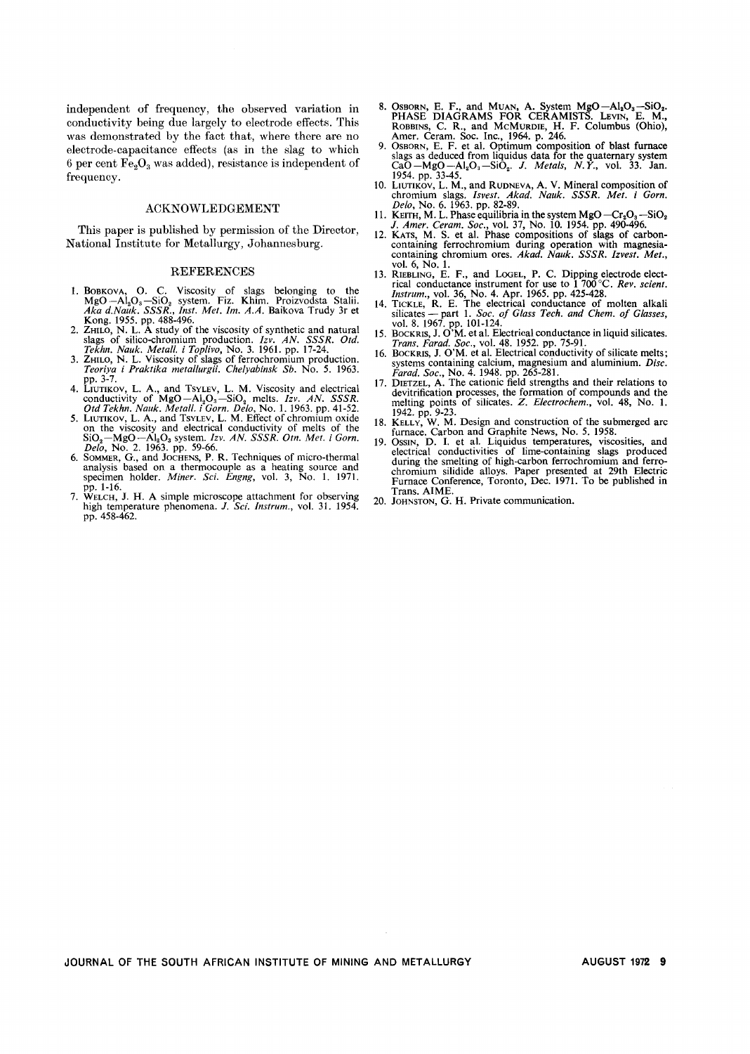independent of frequency, the observed variation in conductivity being due largely to electrode effects. This was demonstrated by the fact that, where there are no electrode-capacitance effects (as in the slag to which 6 per cent $Fe_2O_3$ was added), resistance is independent of frequency.

## ACKNOWLEDGEMENT

This paper is published by permission of the Director, National Institute for Metallurgy, Johannesburg.

## REFERENCES

1. Bobkova, O. C. Viscosity of slags belonging to the $MgO-Al_2O_3-SiO_2$ system. Fiz. Khim. Proizvodsta Stalii. *Aka d.Nauk. SSSR., Inst. Met. Im. A.A.* Baikova Trudy 3r et Kong. 1955. pp. 488-496.
2. Zhilo, N. L. A study of the viscosity of synthetic and natural slags of silico-chromium production. *Izv. AN. SSSR. Otd. Tekhn. Nauk. Metall. i Toplivo*, No. 3. 1961. pp. 17-24.
3. Zhilo, N. L. Viscosity of slags of ferrochromium production. *Teoriya i Praktika metallurgii. Chelyabinsk Sb.* No. 5. 1963. pp. 3-7.
4. Liutikov, L. A., and Tsylev, L. M. Viscosity and electrical conductivity of $MgO-Al_2O_3-SiO_2$ melts. *Izv. AN. SSSR. Otd Tekhn. Nauk. Metall. i Gorn. Delo*, No. 1. 1963. pp. 41-52.
5. Liutikov, L. A., and Tsylev, L. M. Effect of chromium oxide on the viscosity and electrical conductivity of melts of the $SiO_2-MgO-Al_2O_3$ system. *Izv. AN. SSSR. Otn. Met. i Gorn. Delo*, No. 2. 1963. pp. 59-66.
6. Sommer, G., and Jochens, P. R. Techniques of micro-thermal analysis based on a thermocouple as a heating source and specimen holder. *Miner. Sci. Engng*, vol. 3, No. 1. 1971. pp. 1-16.
7. Welch, J. H. A simple microscope attachment for observing high temperature phenomena. *J. Sci. Instrum.*, vol. 31. 1954. pp. 458-462.
8. Osborn, E. F., and Muan, A. System $MgO-Al_2O_3-SiO_2$. PHASE DIAGRAMS FOR CERAMISTS. Levin, E. M., Robbins, C. R., and McMurdie, H. F. Columbus (Ohio), Amer. Ceram. Soc. Inc., 1964. p. 246.
9. Osborn, E. F. et al. Optimum composition of blast furnace slags as deduced from liquidus data for the quaternary system $CaO-MgO-Al_2O_3-SiO_2$. *J. Metals, N.Y.*, vol. 33. Jan. 1954. pp. 33-45.
10. Liutikov, L. M., and Rudneva, A. V. Mineral composition of chromium slags. *Isvest. Akad. Nauk. SSSR. Met. i Gorn. Delo*, No. 6. 1963. pp. 82-89.
11. Keith, M. L. Phase equilibria in the system $MgO-Cr_2O_3-SiO_2$ *J. Amer. Ceram. Soc.*, vol. 37, No. 10. 1954. pp. 490-496.
12. Kats, M. S. et al. Phase compositions of slags of carbon-containing ferrochromium during operation with magnesia-containing chromium ores. *Akad. Nauk. SSSR. Izvest. Met.*, vol. 6, No. 1.
13. Riebling, E. F., and Logel, P. C. Dipping electrode electrical conductance instrument for use to 1 700 °C. *Rev. scient. Instrum.*, vol. 36, No. 4. Apr. 1965. pp. 425-428.
14. Tickle, R. E. The electrical conductance of molten alkali silicates — part 1. *Soc. of Glass Tech. and Chem. of Glasses*, vol. 8. 1967. pp. 101-124.
15. Bockris, J. O'M. et al. Electrical conductance in liquid silicates. *Trans. Farad. Soc.*, vol. 48. 1952. pp. 75-91.
16. Bockris, J. O'M. et al. Electrical conductivity of silicate melts; systems containing calcium, magnesium and aluminium. *Disc. Farad. Soc.*, No. 4. 1948. pp. 265-281.
17. Dietzel, A. The cationic field strengths and their relations to devitrification processes, the formation of compounds and the melting points of silicates. *Z. Electrochem.*, vol. 48, No. 1. 1942. pp. 9-23.
18. Kelly, W. M. Design and construction of the submerged arc furnace. Carbon and Graphite News, No. 5. 1958.
19. Ossin, D. I. et al. Liquidus temperatures, viscosities, and electrical conductivities of lime-containing slags produced during the smelting of high-carbon ferrochromium and ferrochromium silicide alloys. Paper presented at 29th Electric Furnace Conference, Toronto, Dec. 1971. To be published in Trans. AIME.
20. Johnston, G. H. Private communication.